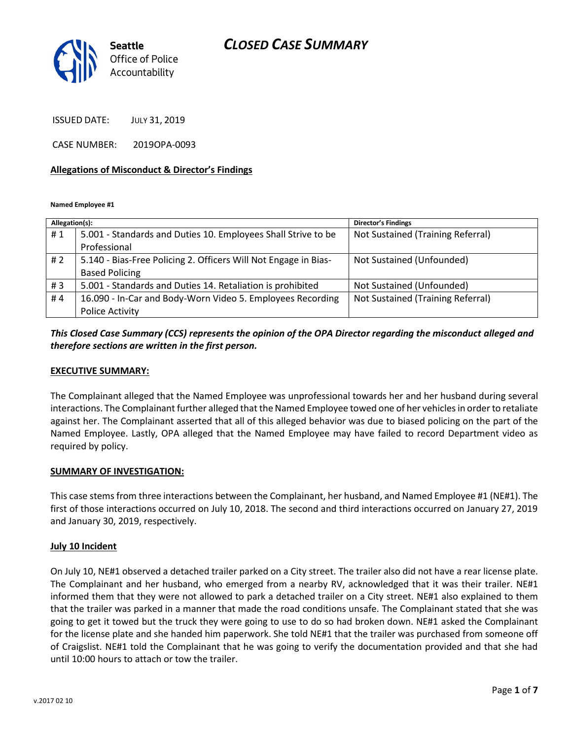# CLOSED CASE SUMMARY

Seattle Office of Police Accountability

ISSUED DATE: JULY 31, 2019

CASE NUMBER: 2019OPA-0093

**Allegations of Misconduct & Director's Findings**

**Named Employee #1**

| Allegation(s): | | Director's Findings |
|---|---|---|
| # 1 | 5.001 - Standards and Duties 10. Employees Shall Strive to be Professional | Not Sustained (Training Referral) |
| # 2 | 5.140 - Bias-Free Policing 2. Officers Will Not Engage in Bias-Based Policing | Not Sustained (Unfounded) |
| # 3 | 5.001 - Standards and Duties 14. Retaliation is prohibited | Not Sustained (Unfounded) |
| # 4 | 16.090 - In-Car and Body-Worn Video 5. Employees Recording Police Activity | Not Sustained (Training Referral) |

***This Closed Case Summary (CCS) represents the opinion of the OPA Director regarding the misconduct alleged and therefore sections are written in the first person.***

**EXECUTIVE SUMMARY:**

The Complainant alleged that the Named Employee was unprofessional towards her and her husband during several interactions. The Complainant further alleged that the Named Employee towed one of her vehicles in order to retaliate against her. The Complainant asserted that all of this alleged behavior was due to biased policing on the part of the Named Employee. Lastly, OPA alleged that the Named Employee may have failed to record Department video as required by policy.

**SUMMARY OF INVESTIGATION:**

This case stems from three interactions between the Complainant, her husband, and Named Employee #1 (NE#1). The first of those interactions occurred on July 10, 2018. The second and third interactions occurred on January 27, 2019 and January 30, 2019, respectively.

**July 10 Incident**

On July 10, NE#1 observed a detached trailer parked on a City street. The trailer also did not have a rear license plate. The Complainant and her husband, who emerged from a nearby RV, acknowledged that it was their trailer. NE#1 informed them that they were not allowed to park a detached trailer on a City street. NE#1 also explained to them that the trailer was parked in a manner that made the road conditions unsafe. The Complainant stated that she was going to get it towed but the truck they were going to use to do so had broken down. NE#1 asked the Complainant for the license plate and she handed him paperwork. She told NE#1 that the trailer was purchased from someone off of Craigslist. NE#1 told the Complainant that he was going to verify the documentation provided and that she had until 10:00 hours to attach or tow the trailer.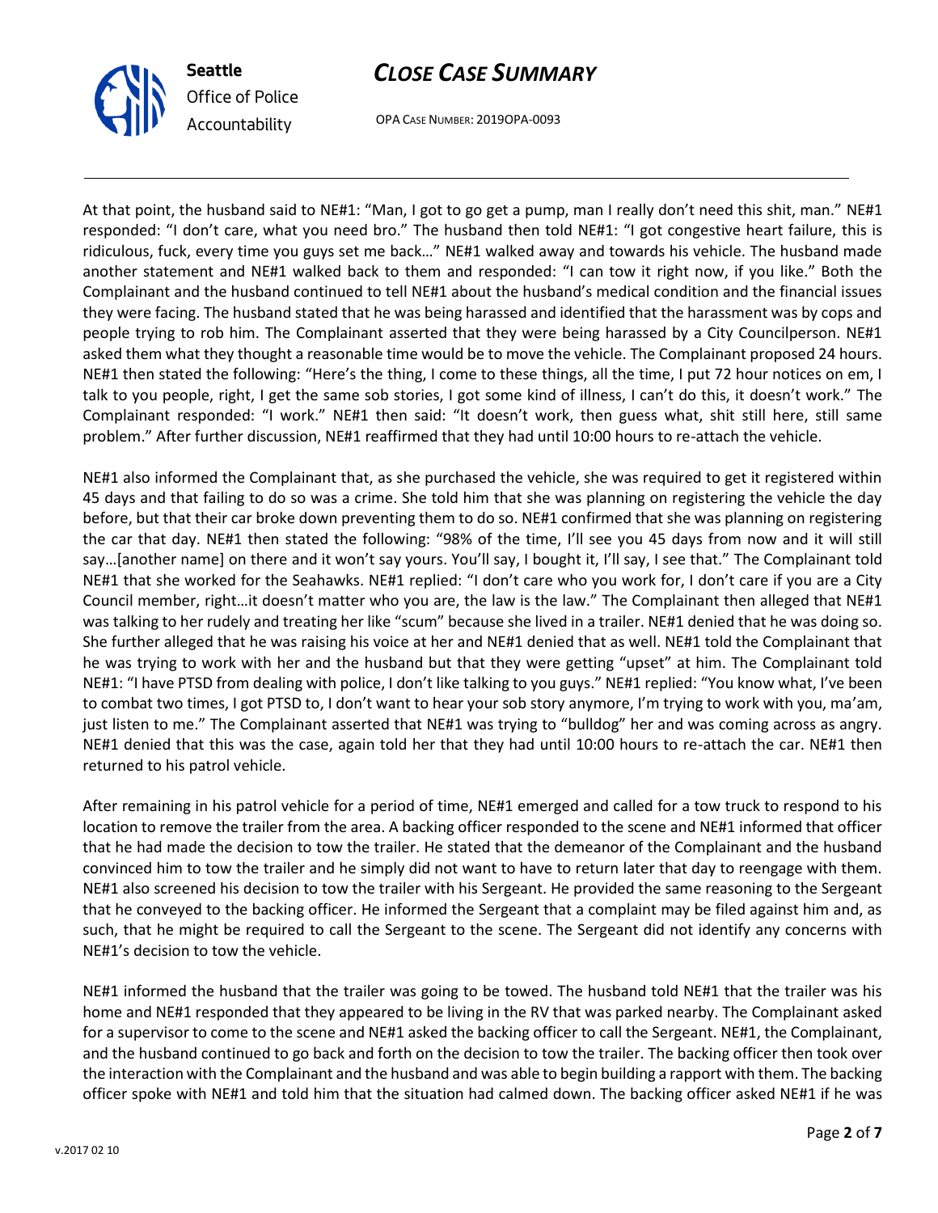At that point, the husband said to NE#1: "Man, I got to go get a pump, man I really don't need this shit, man." NE#1 responded: "I don't care, what you need bro." The husband then told NE#1: "I got congestive heart failure, this is ridiculous, fuck, every time you guys set me back…" NE#1 walked away and towards his vehicle. The husband made another statement and NE#1 walked back to them and responded: "I can tow it right now, if you like." Both the Complainant and the husband continued to tell NE#1 about the husband's medical condition and the financial issues they were facing. The husband stated that he was being harassed and identified that the harassment was by cops and people trying to rob him. The Complainant asserted that they were being harassed by a City Councilperson. NE#1 asked them what they thought a reasonable time would be to move the vehicle. The Complainant proposed 24 hours. NE#1 then stated the following: "Here's the thing, I come to these things, all the time, I put 72 hour notices on em, I talk to you people, right, I get the same sob stories, I got some kind of illness, I can't do this, it doesn't work." The Complainant responded: "I work." NE#1 then said: "It doesn't work, then guess what, shit still here, still same problem." After further discussion, NE#1 reaffirmed that they had until 10:00 hours to re-attach the vehicle.

NE#1 also informed the Complainant that, as she purchased the vehicle, she was required to get it registered within 45 days and that failing to do so was a crime. She told him that she was planning on registering the vehicle the day before, but that their car broke down preventing them to do so. NE#1 confirmed that she was planning on registering the car that day. NE#1 then stated the following: "98% of the time, I'll see you 45 days from now and it will still say…[another name] on there and it won't say yours. You'll say, I bought it, I'll say, I see that." The Complainant told NE#1 that she worked for the Seahawks. NE#1 replied: "I don't care who you work for, I don't care if you are a City Council member, right…it doesn't matter who you are, the law is the law." The Complainant then alleged that NE#1 was talking to her rudely and treating her like "scum" because she lived in a trailer. NE#1 denied that he was doing so. She further alleged that he was raising his voice at her and NE#1 denied that as well. NE#1 told the Complainant that he was trying to work with her and the husband but that they were getting "upset" at him. The Complainant told NE#1: "I have PTSD from dealing with police, I don't like talking to you guys." NE#1 replied: "You know what, I've been to combat two times, I got PTSD to, I don't want to hear your sob story anymore, I'm trying to work with you, ma'am, just listen to me." The Complainant asserted that NE#1 was trying to "bulldog" her and was coming across as angry. NE#1 denied that this was the case, again told her that they had until 10:00 hours to re-attach the car. NE#1 then returned to his patrol vehicle.

After remaining in his patrol vehicle for a period of time, NE#1 emerged and called for a tow truck to respond to his location to remove the trailer from the area. A backing officer responded to the scene and NE#1 informed that officer that he had made the decision to tow the trailer. He stated that the demeanor of the Complainant and the husband convinced him to tow the trailer and he simply did not want to have to return later that day to reengage with them. NE#1 also screened his decision to tow the trailer with his Sergeant. He provided the same reasoning to the Sergeant that he conveyed to the backing officer. He informed the Sergeant that a complaint may be filed against him and, as such, that he might be required to call the Sergeant to the scene. The Sergeant did not identify any concerns with NE#1's decision to tow the vehicle.

NE#1 informed the husband that the trailer was going to be towed. The husband told NE#1 that the trailer was his home and NE#1 responded that they appeared to be living in the RV that was parked nearby. The Complainant asked for a supervisor to come to the scene and NE#1 asked the backing officer to call the Sergeant. NE#1, the Complainant, and the husband continued to go back and forth on the decision to tow the trailer. The backing officer then took over the interaction with the Complainant and the husband and was able to begin building a rapport with them. The backing officer spoke with NE#1 and told him that the situation had calmed down. The backing officer asked NE#1 if he was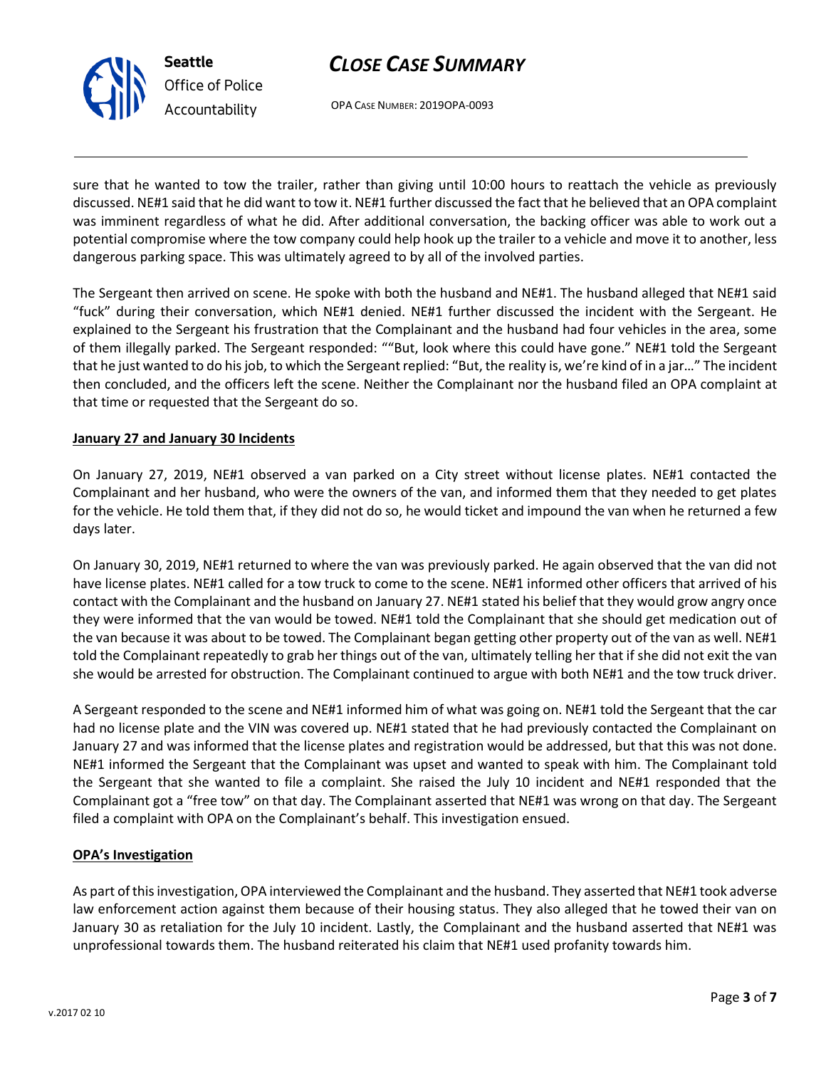sure that he wanted to tow the trailer, rather than giving until 10:00 hours to reattach the vehicle as previously discussed. NE#1 said that he did want to tow it. NE#1 further discussed the fact that he believed that an OPA complaint was imminent regardless of what he did. After additional conversation, the backing officer was able to work out a potential compromise where the tow company could help hook up the trailer to a vehicle and move it to another, less dangerous parking space. This was ultimately agreed to by all of the involved parties.

The Sergeant then arrived on scene. He spoke with both the husband and NE#1. The husband alleged that NE#1 said "fuck" during their conversation, which NE#1 denied. NE#1 further discussed the incident with the Sergeant. He explained to the Sergeant his frustration that the Complainant and the husband had four vehicles in the area, some of them illegally parked. The Sergeant responded: ""But, look where this could have gone." NE#1 told the Sergeant that he just wanted to do his job, to which the Sergeant replied: "But, the reality is, we're kind of in a jar…" The incident then concluded, and the officers left the scene. Neither the Complainant nor the husband filed an OPA complaint at that time or requested that the Sergeant do so.

**January 27 and January 30 Incidents**

On January 27, 2019, NE#1 observed a van parked on a City street without license plates. NE#1 contacted the Complainant and her husband, who were the owners of the van, and informed them that they needed to get plates for the vehicle. He told them that, if they did not do so, he would ticket and impound the van when he returned a few days later.

On January 30, 2019, NE#1 returned to where the van was previously parked. He again observed that the van did not have license plates. NE#1 called for a tow truck to come to the scene. NE#1 informed other officers that arrived of his contact with the Complainant and the husband on January 27. NE#1 stated his belief that they would grow angry once they were informed that the van would be towed. NE#1 told the Complainant that she should get medication out of the van because it was about to be towed. The Complainant began getting other property out of the van as well. NE#1 told the Complainant repeatedly to grab her things out of the van, ultimately telling her that if she did not exit the van she would be arrested for obstruction. The Complainant continued to argue with both NE#1 and the tow truck driver.

A Sergeant responded to the scene and NE#1 informed him of what was going on. NE#1 told the Sergeant that the car had no license plate and the VIN was covered up. NE#1 stated that he had previously contacted the Complainant on January 27 and was informed that the license plates and registration would be addressed, but that this was not done. NE#1 informed the Sergeant that the Complainant was upset and wanted to speak with him. The Complainant told the Sergeant that she wanted to file a complaint. She raised the July 10 incident and NE#1 responded that the Complainant got a "free tow" on that day. The Complainant asserted that NE#1 was wrong on that day. The Sergeant filed a complaint with OPA on the Complainant's behalf. This investigation ensued.

**OPA's Investigation**

As part of this investigation, OPA interviewed the Complainant and the husband. They asserted that NE#1 took adverse law enforcement action against them because of their housing status. They also alleged that he towed their van on January 30 as retaliation for the July 10 incident. Lastly, the Complainant and the husband asserted that NE#1 was unprofessional towards them. The husband reiterated his claim that NE#1 used profanity towards him.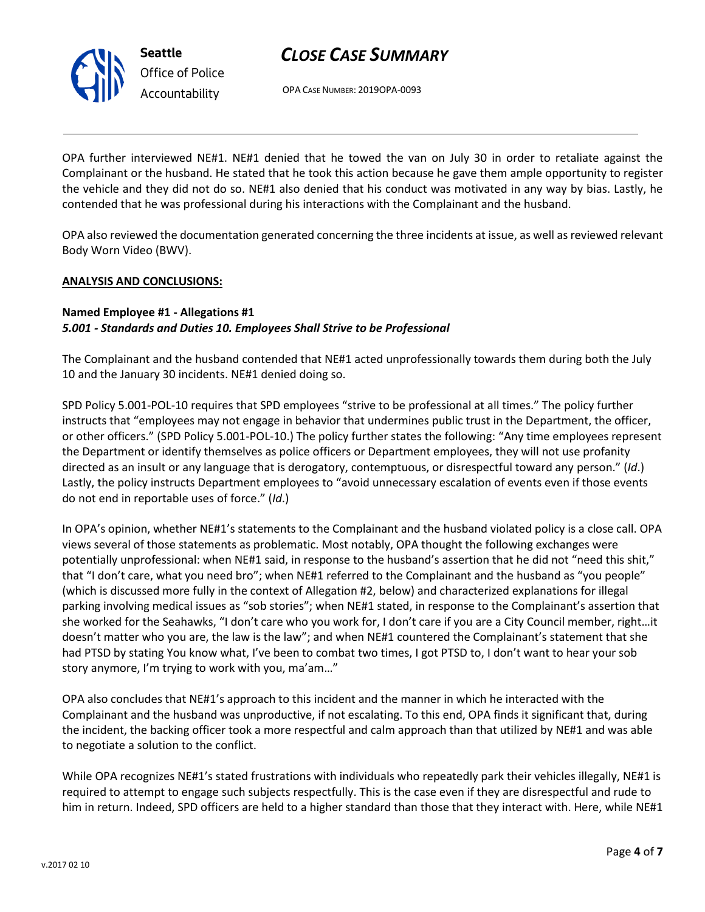OPA further interviewed NE#1. NE#1 denied that he towed the van on July 30 in order to retaliate against the Complainant or the husband. He stated that he took this action because he gave them ample opportunity to register the vehicle and they did not do so. NE#1 also denied that his conduct was motivated in any way by bias. Lastly, he contended that he was professional during his interactions with the Complainant and the husband.

OPA also reviewed the documentation generated concerning the three incidents at issue, as well as reviewed relevant Body Worn Video (BWV).

**ANALYSIS AND CONCLUSIONS:**

**Named Employee #1 - Allegations #1**
***5.001 - Standards and Duties 10. Employees Shall Strive to be Professional***

The Complainant and the husband contended that NE#1 acted unprofessionally towards them during both the July 10 and the January 30 incidents. NE#1 denied doing so.

SPD Policy 5.001-POL-10 requires that SPD employees "strive to be professional at all times." The policy further instructs that "employees may not engage in behavior that undermines public trust in the Department, the officer, or other officers." (SPD Policy 5.001-POL-10.) The policy further states the following: "Any time employees represent the Department or identify themselves as police officers or Department employees, they will not use profanity directed as an insult or any language that is derogatory, contemptuous, or disrespectful toward any person." (*Id*.) Lastly, the policy instructs Department employees to "avoid unnecessary escalation of events even if those events do not end in reportable uses of force." (*Id*.)

In OPA's opinion, whether NE#1's statements to the Complainant and the husband violated policy is a close call. OPA views several of those statements as problematic. Most notably, OPA thought the following exchanges were potentially unprofessional: when NE#1 said, in response to the husband's assertion that he did not "need this shit," that "I don't care, what you need bro"; when NE#1 referred to the Complainant and the husband as "you people" (which is discussed more fully in the context of Allegation #2, below) and characterized explanations for illegal parking involving medical issues as "sob stories"; when NE#1 stated, in response to the Complainant's assertion that she worked for the Seahawks, "I don't care who you work for, I don't care if you are a City Council member, right…it doesn't matter who you are, the law is the law"; and when NE#1 countered the Complainant's statement that she had PTSD by stating You know what, I've been to combat two times, I got PTSD to, I don't want to hear your sob story anymore, I'm trying to work with you, ma'am…"

OPA also concludes that NE#1's approach to this incident and the manner in which he interacted with the Complainant and the husband was unproductive, if not escalating. To this end, OPA finds it significant that, during the incident, the backing officer took a more respectful and calm approach than that utilized by NE#1 and was able to negotiate a solution to the conflict.

While OPA recognizes NE#1's stated frustrations with individuals who repeatedly park their vehicles illegally, NE#1 is required to attempt to engage such subjects respectfully. This is the case even if they are disrespectful and rude to him in return. Indeed, SPD officers are held to a higher standard than those that they interact with. Here, while NE#1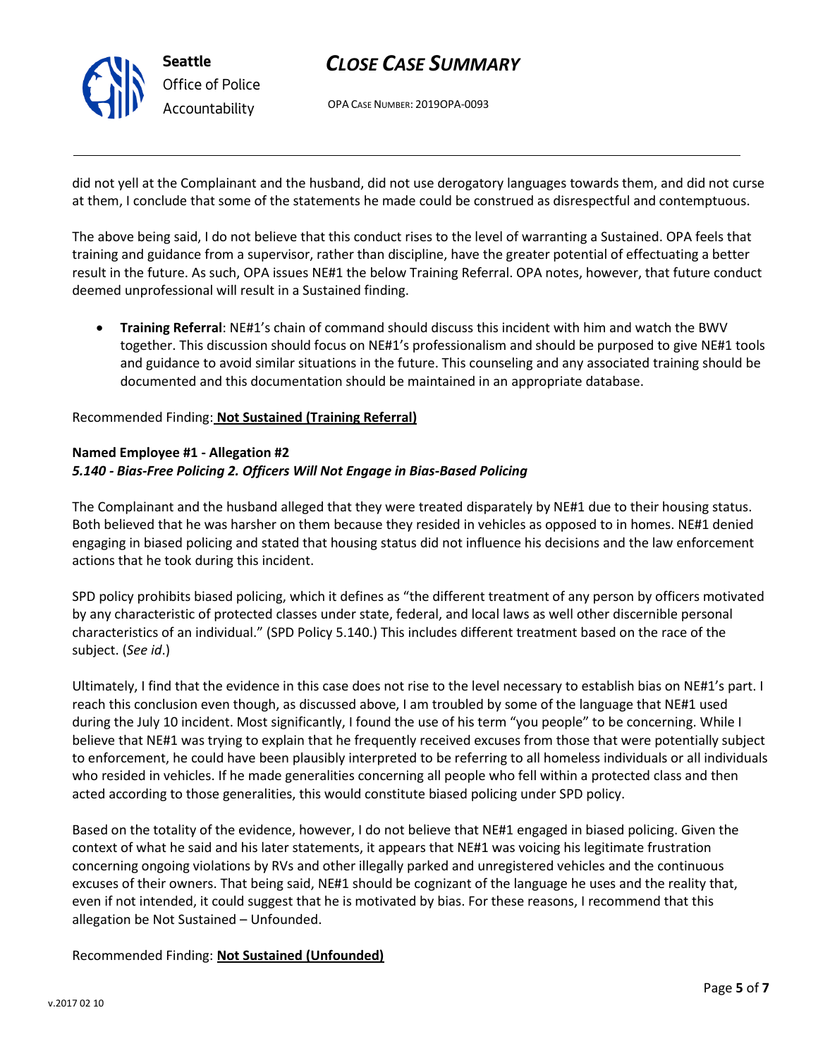did not yell at the Complainant and the husband, did not use derogatory languages towards them, and did not curse at them, I conclude that some of the statements he made could be construed as disrespectful and contemptuous.

The above being said, I do not believe that this conduct rises to the level of warranting a Sustained. OPA feels that training and guidance from a supervisor, rather than discipline, have the greater potential of effectuating a better result in the future. As such, OPA issues NE#1 the below Training Referral. OPA notes, however, that future conduct deemed unprofessional will result in a Sustained finding.

- **Training Referral**: NE#1's chain of command should discuss this incident with him and watch the BWV together. This discussion should focus on NE#1's professionalism and should be purposed to give NE#1 tools and guidance to avoid similar situations in the future. This counseling and any associated training should be documented and this documentation should be maintained in an appropriate database.

Recommended Finding: **Not Sustained (Training Referral)**

**Named Employee #1 - Allegation #2**
***5.140 - Bias-Free Policing 2. Officers Will Not Engage in Bias-Based Policing***

The Complainant and the husband alleged that they were treated disparately by NE#1 due to their housing status. Both believed that he was harsher on them because they resided in vehicles as opposed to in homes. NE#1 denied engaging in biased policing and stated that housing status did not influence his decisions and the law enforcement actions that he took during this incident.

SPD policy prohibits biased policing, which it defines as "the different treatment of any person by officers motivated by any characteristic of protected classes under state, federal, and local laws as well other discernible personal characteristics of an individual." (SPD Policy 5.140.) This includes different treatment based on the race of the subject. (*See id*.)

Ultimately, I find that the evidence in this case does not rise to the level necessary to establish bias on NE#1's part. I reach this conclusion even though, as discussed above, I am troubled by some of the language that NE#1 used during the July 10 incident. Most significantly, I found the use of his term "you people" to be concerning. While I believe that NE#1 was trying to explain that he frequently received excuses from those that were potentially subject to enforcement, he could have been plausibly interpreted to be referring to all homeless individuals or all individuals who resided in vehicles. If he made generalities concerning all people who fell within a protected class and then acted according to those generalities, this would constitute biased policing under SPD policy.

Based on the totality of the evidence, however, I do not believe that NE#1 engaged in biased policing. Given the context of what he said and his later statements, it appears that NE#1 was voicing his legitimate frustration concerning ongoing violations by RVs and other illegally parked and unregistered vehicles and the continuous excuses of their owners. That being said, NE#1 should be cognizant of the language he uses and the reality that, even if not intended, it could suggest that he is motivated by bias. For these reasons, I recommend that this allegation be Not Sustained – Unfounded.

Recommended Finding: **Not Sustained (Unfounded)**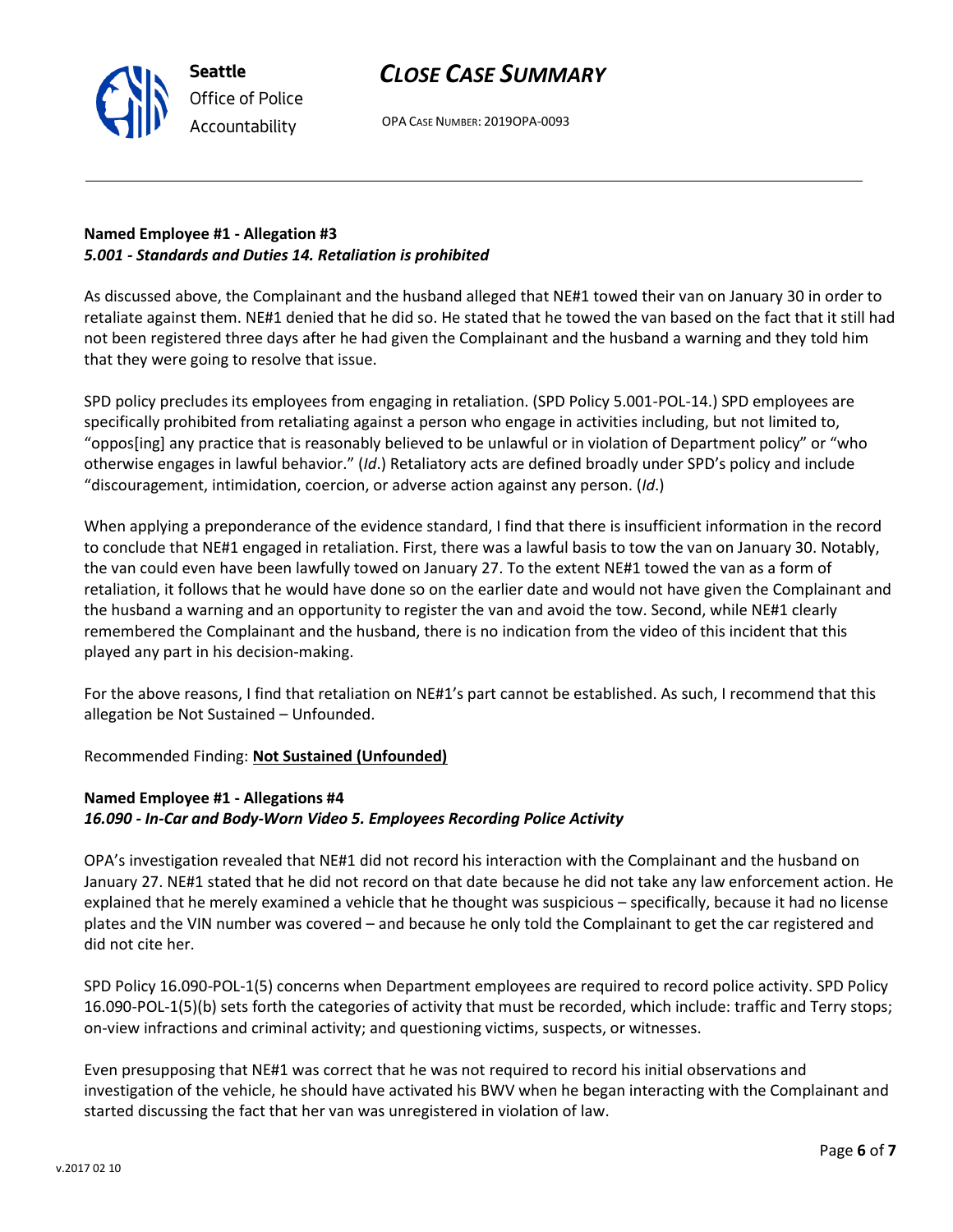**Named Employee #1 - Allegation #3**
***5.001 - Standards and Duties 14. Retaliation is prohibited***

As discussed above, the Complainant and the husband alleged that NE#1 towed their van on January 30 in order to retaliate against them. NE#1 denied that he did so. He stated that he towed the van based on the fact that it still had not been registered three days after he had given the Complainant and the husband a warning and they told him that they were going to resolve that issue.

SPD policy precludes its employees from engaging in retaliation. (SPD Policy 5.001-POL-14.) SPD employees are specifically prohibited from retaliating against a person who engage in activities including, but not limited to, "oppos[ing] any practice that is reasonably believed to be unlawful or in violation of Department policy" or "who otherwise engages in lawful behavior." (*Id*.) Retaliatory acts are defined broadly under SPD's policy and include "discouragement, intimidation, coercion, or adverse action against any person. (*Id*.)

When applying a preponderance of the evidence standard, I find that there is insufficient information in the record to conclude that NE#1 engaged in retaliation. First, there was a lawful basis to tow the van on January 30. Notably, the van could even have been lawfully towed on January 27. To the extent NE#1 towed the van as a form of retaliation, it follows that he would have done so on the earlier date and would not have given the Complainant and the husband a warning and an opportunity to register the van and avoid the tow. Second, while NE#1 clearly remembered the Complainant and the husband, there is no indication from the video of this incident that this played any part in his decision-making.

For the above reasons, I find that retaliation on NE#1's part cannot be established. As such, I recommend that this allegation be Not Sustained – Unfounded.

Recommended Finding: **Not Sustained (Unfounded)**

**Named Employee #1 - Allegations #4**
***16.090 - In-Car and Body-Worn Video 5. Employees Recording Police Activity***

OPA's investigation revealed that NE#1 did not record his interaction with the Complainant and the husband on January 27. NE#1 stated that he did not record on that date because he did not take any law enforcement action. He explained that he merely examined a vehicle that he thought was suspicious – specifically, because it had no license plates and the VIN number was covered – and because he only told the Complainant to get the car registered and did not cite her.

SPD Policy 16.090-POL-1(5) concerns when Department employees are required to record police activity. SPD Policy 16.090-POL-1(5)(b) sets forth the categories of activity that must be recorded, which include: traffic and Terry stops; on-view infractions and criminal activity; and questioning victims, suspects, or witnesses.

Even presupposing that NE#1 was correct that he was not required to record his initial observations and investigation of the vehicle, he should have activated his BWV when he began interacting with the Complainant and started discussing the fact that her van was unregistered in violation of law.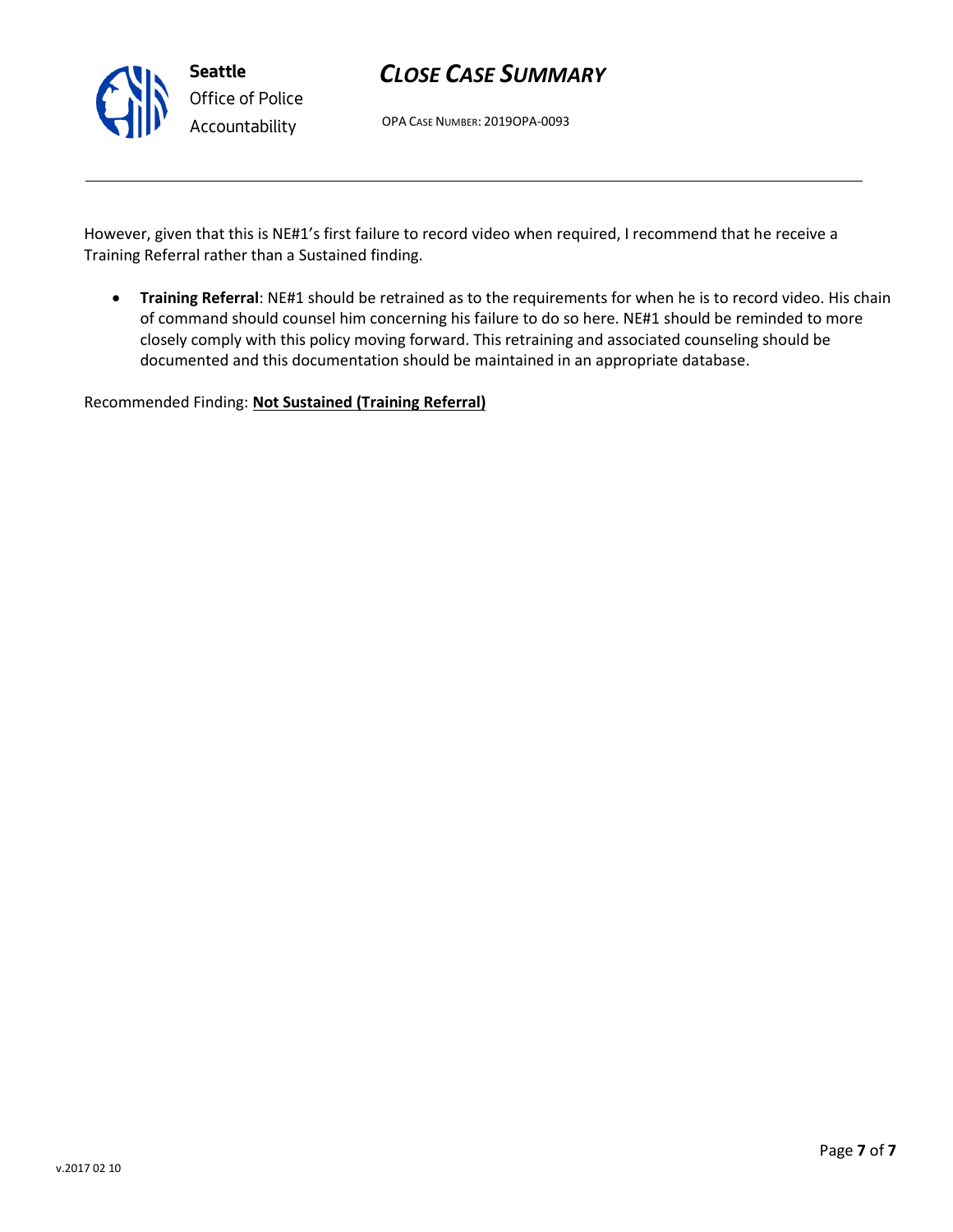However, given that this is NE#1's first failure to record video when required, I recommend that he receive a Training Referral rather than a Sustained finding.

- **Training Referral**: NE#1 should be retrained as to the requirements for when he is to record video. His chain of command should counsel him concerning his failure to do so here. NE#1 should be reminded to more closely comply with this policy moving forward. This retraining and associated counseling should be documented and this documentation should be maintained in an appropriate database.

Recommended Finding: **Not Sustained (Training Referral)**